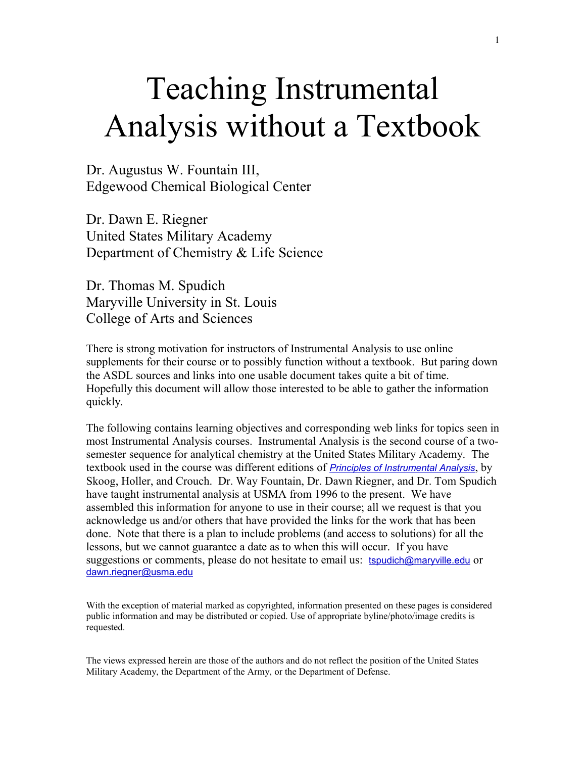# Teaching Instrumental Analysis without a Textbook

Dr. Augustus W. Fountain III,
Edgewood Chemical Biological Center

Dr. Dawn E. Riegner
United States Military Academy
Department of Chemistry & Life Science

Dr. Thomas M. Spudich
Maryville University in St. Louis
College of Arts and Sciences

There is strong motivation for instructors of Instrumental Analysis to use online supplements for their course or to possibly function without a textbook. But paring down the ASDL sources and links into one usable document takes quite a bit of time. Hopefully this document will allow those interested to be able to gather the information quickly.

The following contains learning objectives and corresponding web links for topics seen in most Instrumental Analysis courses. Instrumental Analysis is the second course of a two-semester sequence for analytical chemistry at the United States Military Academy. The textbook used in the course was different editions of *Principles of Instrumental Analysis*, by Skoog, Holler, and Crouch. Dr. Way Fountain, Dr. Dawn Riegner, and Dr. Tom Spudich have taught instrumental analysis at USMA from 1996 to the present. We have assembled this information for anyone to use in their course; all we request is that you acknowledge us and/or others that have provided the links for the work that has been done. Note that there is a plan to include problems (and access to solutions) for all the lessons, but we cannot guarantee a date as to when this will occur. If you have suggestions or comments, please do not hesitate to email us: tspudich@maryville.edu or dawn.riegner@usma.edu

With the exception of material marked as copyrighted, information presented on these pages is considered public information and may be distributed or copied. Use of appropriate byline/photo/image credits is requested.

The views expressed herein are those of the authors and do not reflect the position of the United States Military Academy, the Department of the Army, or the Department of Defense.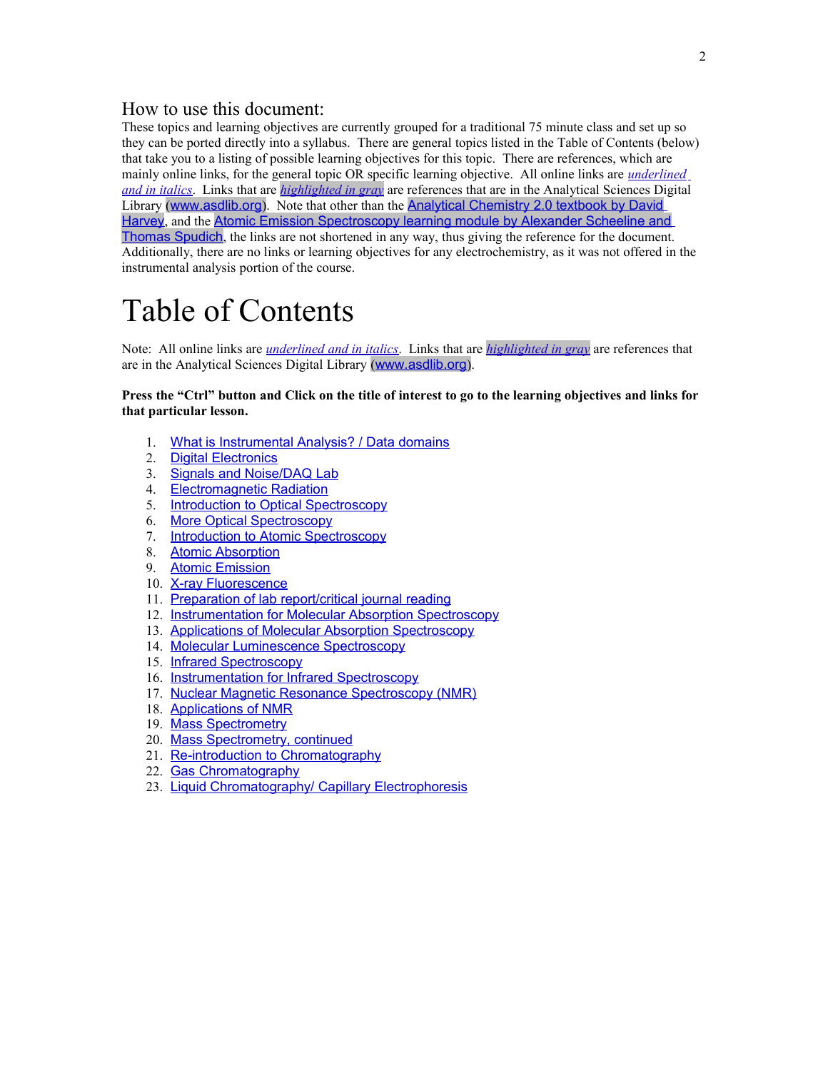## How to use this document:

These topics and learning objectives are currently grouped for a traditional 75 minute class and set up so they can be ported directly into a syllabus. There are general topics listed in the Table of Contents (below) that take you to a listing of possible learning objectives for this topic. There are references, which are mainly online links, for the general topic OR specific learning objective. All online links are *underlined and in italics*. Links that are *highlighted in gray* are references that are in the Analytical Sciences Digital Library (www.asdlib.org). Note that other than the Analytical Chemistry 2.0 textbook by David Harvey, and the Atomic Emission Spectroscopy learning module by Alexander Scheeline and Thomas Spudich, the links are not shortened in any way, thus giving the reference for the document. Additionally, there are no links or learning objectives for any electrochemistry, as it was not offered in the instrumental analysis portion of the course.

# Table of Contents

Note: All online links are *underlined and in italics*. Links that are *highlighted in gray* are references that are in the Analytical Sciences Digital Library (www.asdlib.org).

**Press the "Ctrl" button and Click on the title of interest to go to the learning objectives and links for that particular lesson.**

1. What is Instrumental Analysis? / Data domains
2. Digital Electronics
3. Signals and Noise/DAQ Lab
4. Electromagnetic Radiation
5. Introduction to Optical Spectroscopy
6. More Optical Spectroscopy
7. Introduction to Atomic Spectroscopy
8. Atomic Absorption
9. Atomic Emission
10. X-ray Fluorescence
11. Preparation of lab report/critical journal reading
12. Instrumentation for Molecular Absorption Spectroscopy
13. Applications of Molecular Absorption Spectroscopy
14. Molecular Luminescence Spectroscopy
15. Infrared Spectroscopy
16. Instrumentation for Infrared Spectroscopy
17. Nuclear Magnetic Resonance Spectroscopy (NMR)
18. Applications of NMR
19. Mass Spectrometry
20. Mass Spectrometry, continued
21. Re-introduction to Chromatography
22. Gas Chromatography
23. Liquid Chromatography/ Capillary Electrophoresis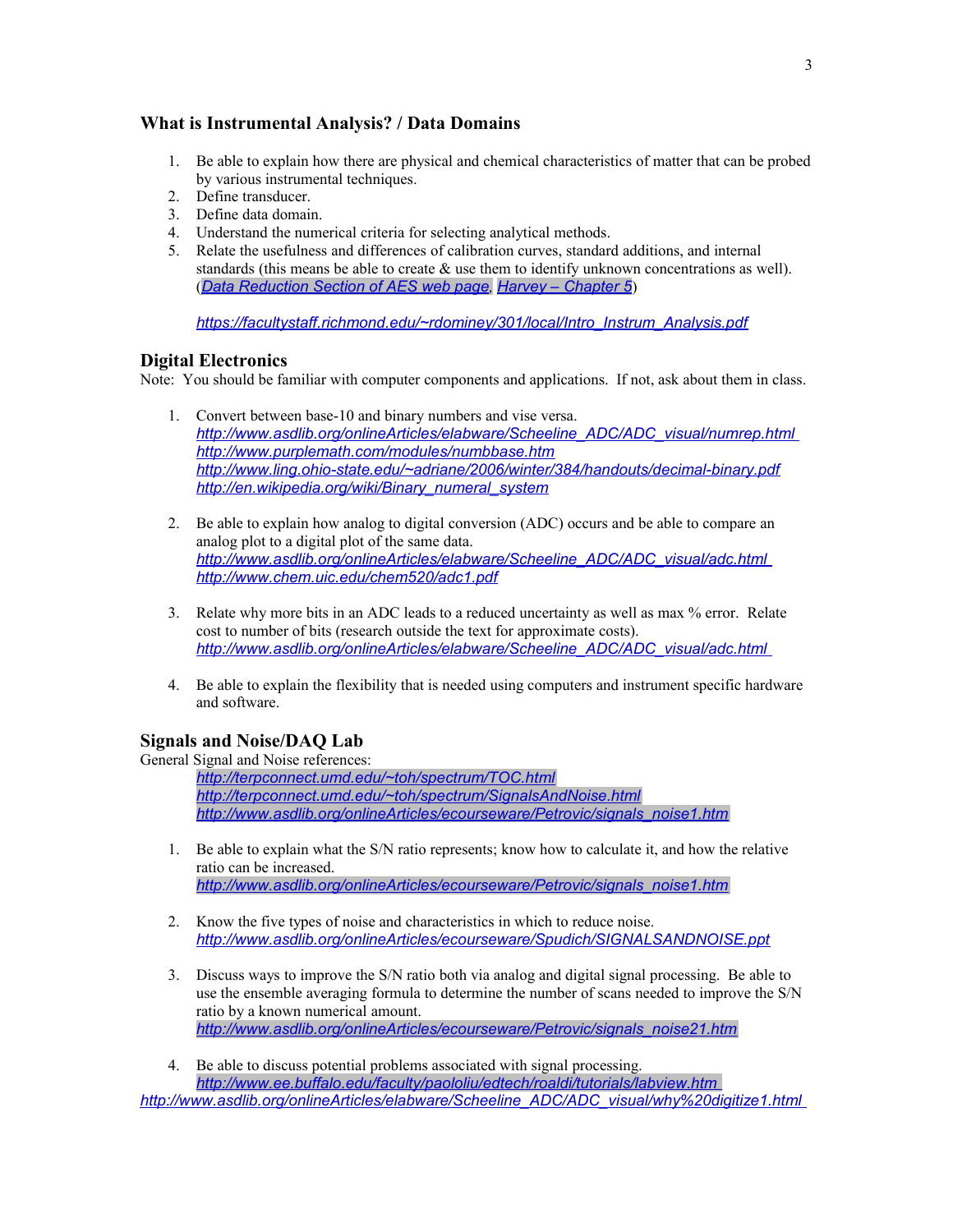## What is Instrumental Analysis? / Data Domains

1. Be able to explain how there are physical and chemical characteristics of matter that can be probed by various instrumental techniques.
2. Define transducer.
3. Define data domain.
4. Understand the numerical criteria for selecting analytical methods.
5. Relate the usefulness and differences of calibration curves, standard additions, and internal standards (this means be able to create & use them to identify unknown concentrations as well). (*Data Reduction Section of AES web page*, *Harvey – Chapter 5*)

   *https://facultystaff.richmond.edu/~rdominey/301/local/Intro_Instrum_Analysis.pdf*

## Digital Electronics

Note: You should be familiar with computer components and applications. If not, ask about them in class.

1. Convert between base-10 and binary numbers and vise versa.
   *http://www.asdlib.org/onlineArticles/elabware/Scheeline_ADC/ADC_visual/numrep.html*
   *http://www.purplemath.com/modules/numbbase.htm*
   *http://www.ling.ohio-state.edu/~adriane/2006/winter/384/handouts/decimal-binary.pdf*
   *http://en.wikipedia.org/wiki/Binary_numeral_system*

2. Be able to explain how analog to digital conversion (ADC) occurs and be able to compare an analog plot to a digital plot of the same data.
   *http://www.asdlib.org/onlineArticles/elabware/Scheeline_ADC/ADC_visual/adc.html*
   *http://www.chem.uic.edu/chem520/adc1.pdf*

3. Relate why more bits in an ADC leads to a reduced uncertainty as well as max % error. Relate cost to number of bits (research outside the text for approximate costs).
   *http://www.asdlib.org/onlineArticles/elabware/Scheeline_ADC/ADC_visual/adc.html*

4. Be able to explain the flexibility that is needed using computers and instrument specific hardware and software.

## Signals and Noise/DAQ Lab

General Signal and Noise references:

*http://terpconnect.umd.edu/~toh/spectrum/TOC.html*
*http://terpconnect.umd.edu/~toh/spectrum/SignalsAndNoise.html*
*http://www.asdlib.org/onlineArticles/ecourseware/Petrovic/signals_noise1.htm*

1. Be able to explain what the S/N ratio represents; know how to calculate it, and how the relative ratio can be increased.
   *http://www.asdlib.org/onlineArticles/ecourseware/Petrovic/signals_noise1.htm*

2. Know the five types of noise and characteristics in which to reduce noise.
   *http://www.asdlib.org/onlineArticles/ecourseware/Spudich/SIGNALSANDNOISE.ppt*

3. Discuss ways to improve the S/N ratio both via analog and digital signal processing. Be able to use the ensemble averaging formula to determine the number of scans needed to improve the S/N ratio by a known numerical amount.
   *http://www.asdlib.org/onlineArticles/ecourseware/Petrovic/signals_noise21.htm*

4. Be able to discuss potential problems associated with signal processing.
   *http://www.ee.buffalo.edu/faculty/paololiu/edtech/roaldi/tutorials/labview.htm*
   *http://www.asdlib.org/onlineArticles/elabware/Scheeline_ADC/ADC_visual/why%20digitize1.html*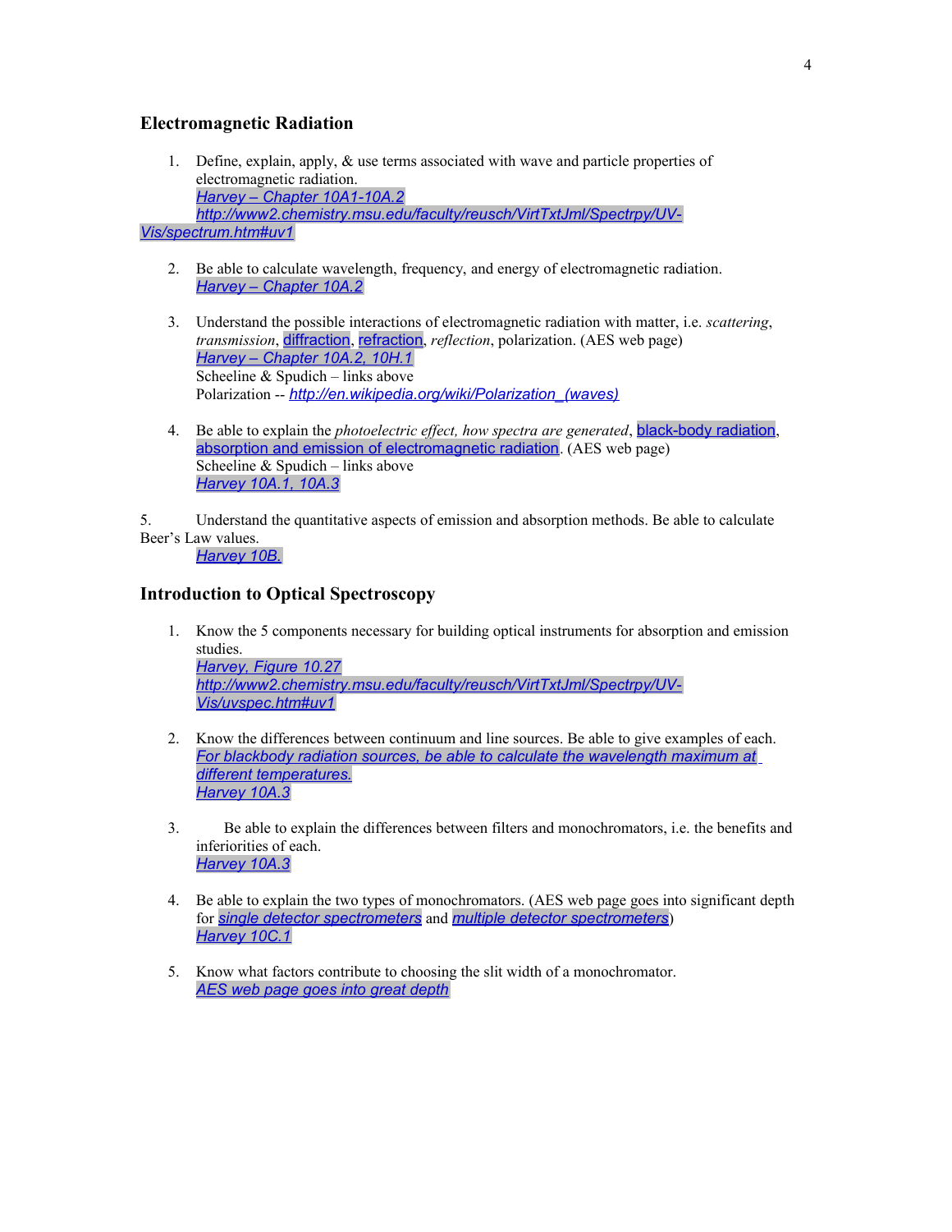## Electromagnetic Radiation

1. Define, explain, apply, & use terms associated with wave and particle properties of electromagnetic radiation.
   *Harvey – Chapter 10A1-10A.2*
   *http://www2.chemistry.msu.edu/faculty/reusch/VirtTxtJml/Spectrpy/UV-Vis/spectrum.htm#uv1*

2. Be able to calculate wavelength, frequency, and energy of electromagnetic radiation.
   *Harvey – Chapter 10A.2*

3. Understand the possible interactions of electromagnetic radiation with matter, i.e. *scattering*, *transmission*, diffraction, refraction, *reflection*, polarization. (AES web page)
   *Harvey – Chapter 10A.2, 10H.1*
   Scheeline & Spudich – links above
   Polarization -- *http://en.wikipedia.org/wiki/Polarization_(waves)*

4. Be able to explain the *photoelectric effect, how spectra are generated*, black-body radiation, absorption and emission of electromagnetic radiation. (AES web page)
   Scheeline & Spudich – links above
   *Harvey 10A.1, 10A.3*

5. Understand the quantitative aspects of emission and absorption methods. Be able to calculate Beer's Law values.
   *Harvey 10B.*

## Introduction to Optical Spectroscopy

1. Know the 5 components necessary for building optical instruments for absorption and emission studies.
   *Harvey, Figure 10.27*
   *http://www2.chemistry.msu.edu/faculty/reusch/VirtTxtJml/Spectrpy/UV-Vis/uvspec.htm#uv1*

2. Know the differences between continuum and line sources. Be able to give examples of each.
   *For blackbody radiation sources, be able to calculate the wavelength maximum at different temperatures.*
   *Harvey 10A.3*

3. Be able to explain the differences between filters and monochromators, i.e. the benefits and inferiorities of each.
   *Harvey 10A.3*

4. Be able to explain the two types of monochromators. (AES web page goes into significant depth for *single detector spectrometers* and *multiple detector spectrometers*)
   *Harvey 10C.1*

5. Know what factors contribute to choosing the slit width of a monochromator.
   *AES web page goes into great depth*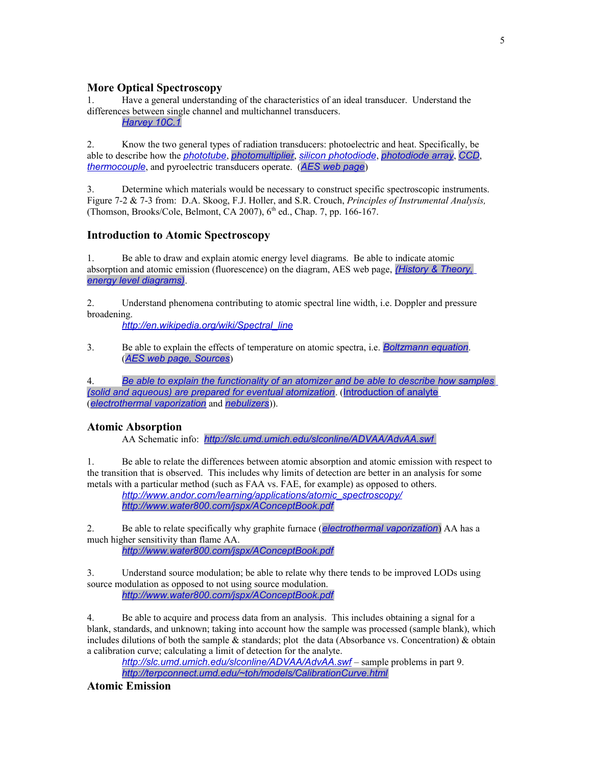## More Optical Spectroscopy

1. Have a general understanding of the characteristics of an ideal transducer. Understand the differences between single channel and multichannel transducers.
   Harvey 10C.1

2. Know the two general types of radiation transducers: photoelectric and heat. Specifically, be able to describe how the phototube, photomultiplier, silicon photodiode, photodiode array, CCD, thermocouple, and pyroelectric transducers operate. (AES web page)

3. Determine which materials would be necessary to construct specific spectroscopic instruments. Figure 7-2 & 7-3 from: D.A. Skoog, F.J. Holler, and S.R. Crouch, *Principles of Instrumental Analysis,* (Thomson, Brooks/Cole, Belmont, CA 2007), 6th ed., Chap. 7, pp. 166-167.

## Introduction to Atomic Spectroscopy

1. Be able to draw and explain atomic energy level diagrams. Be able to indicate atomic absorption and atomic emission (fluorescence) on the diagram, AES web page, (History & Theory, energy level diagrams).

2. Understand phenomena contributing to atomic spectral line width, i.e. Doppler and pressure broadening.
   http://en.wikipedia.org/wiki/Spectral_line

3. Be able to explain the effects of temperature on atomic spectra, i.e. Boltzmann equation. (AES web page, Sources)

4. Be able to explain the functionality of an atomizer and be able to describe how samples (solid and aqueous) are prepared for eventual atomization. (Introduction of analyte (electrothermal vaporization and nebulizers)).

## Atomic Absorption

AA Schematic info: http://slc.umd.umich.edu/slconline/ADVAA/AdvAA.swf

1. Be able to relate the differences between atomic absorption and atomic emission with respect to the transition that is observed. This includes why limits of detection are better in an analysis for some metals with a particular method (such as FAA vs. FAE, for example) as opposed to others.
   http://www.andor.com/learning/applications/atomic_spectroscopy/
   http://www.water800.com/jspx/AConceptBook.pdf

2. Be able to relate specifically why graphite furnace (electrothermal vaporization) AA has a much higher sensitivity than flame AA.
   http://www.water800.com/jspx/AConceptBook.pdf

3. Understand source modulation; be able to relate why there tends to be improved LODs using source modulation as opposed to not using source modulation.
   http://www.water800.com/jspx/AConceptBook.pdf

4. Be able to acquire and process data from an analysis. This includes obtaining a signal for a blank, standards, and unknown; taking into account how the sample was processed (sample blank), which includes dilutions of both the sample & standards; plot the data (Absorbance vs. Concentration) & obtain a calibration curve; calculating a limit of detection for the analyte.
   http://slc.umd.umich.edu/slconline/ADVAA/AdvAA.swf – sample problems in part 9.
   http://terpconnect.umd.edu/~toh/models/CalibrationCurve.html

## Atomic Emission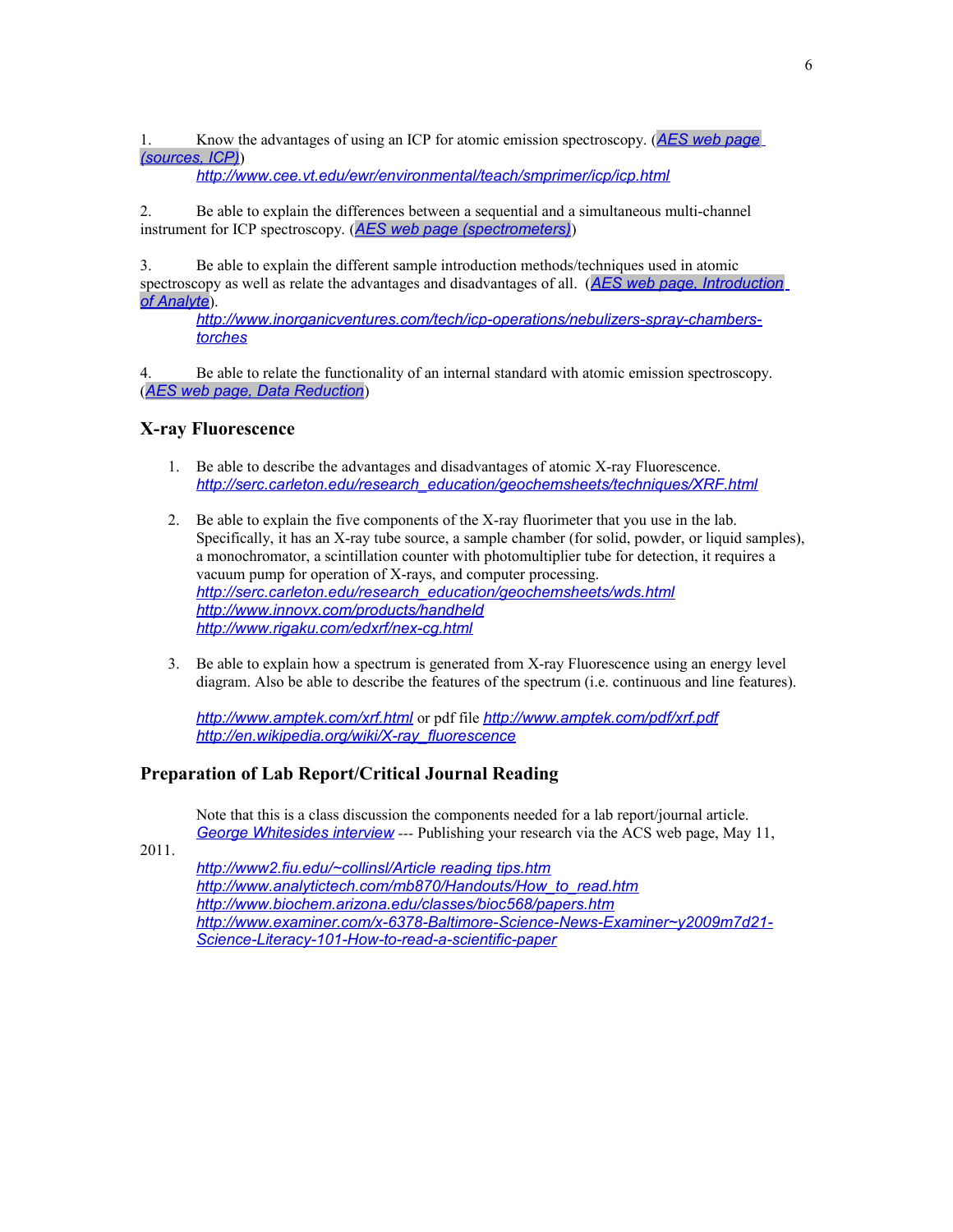1. Know the advantages of using an ICP for atomic emission spectroscopy. (AES web page (sources, ICP))
   http://www.cee.vt.edu/ewr/environmental/teach/smprimer/icp/icp.html

2. Be able to explain the differences between a sequential and a simultaneous multi-channel instrument for ICP spectroscopy. (AES web page (spectrometers))

3. Be able to explain the different sample introduction methods/techniques used in atomic spectroscopy as well as relate the advantages and disadvantages of all. (AES web page, Introduction of Analyte).
   http://www.inorganicventures.com/tech/icp-operations/nebulizers-spray-chambers-torches

4. Be able to relate the functionality of an internal standard with atomic emission spectroscopy. (AES web page, Data Reduction)

### X-ray Fluorescence

1. Be able to describe the advantages and disadvantages of atomic X-ray Fluorescence.
   http://serc.carleton.edu/research_education/geochemsheets/techniques/XRF.html

2. Be able to explain the five components of the X-ray fluorimeter that you use in the lab. Specifically, it has an X-ray tube source, a sample chamber (for solid, powder, or liquid samples), a monochromator, a scintillation counter with photomultiplier tube for detection, it requires a vacuum pump for operation of X-rays, and computer processing.
   http://serc.carleton.edu/research_education/geochemsheets/wds.html
   http://www.innovx.com/products/handheld
   http://www.rigaku.com/edxrf/nex-cg.html

3. Be able to explain how a spectrum is generated from X-ray Fluorescence using an energy level diagram. Also be able to describe the features of the spectrum (i.e. continuous and line features).

   http://www.amptek.com/xrf.html or pdf file http://www.amptek.com/pdf/xrf.pdf
   http://en.wikipedia.org/wiki/X-ray_fluorescence

### Preparation of Lab Report/Critical Journal Reading

Note that this is a class discussion the components needed for a lab report/journal article. George Whitesides interview --- Publishing your research via the ACS web page, May 11, 2011.

http://www2.fiu.edu/~collinsl/Article reading tips.htm
http://www.analytictech.com/mb870/Handouts/How_to_read.htm
http://www.biochem.arizona.edu/classes/bioc568/papers.htm
http://www.examiner.com/x-6378-Baltimore-Science-News-Examiner~y2009m7d21-Science-Literacy-101-How-to-read-a-scientific-paper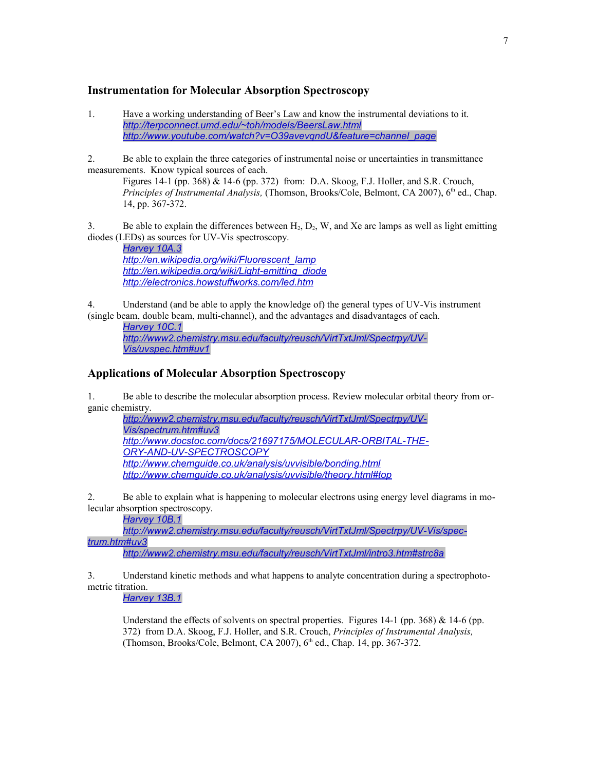## Instrumentation for Molecular Absorption Spectroscopy

1. Have a working understanding of Beer's Law and know the instrumental deviations to it.
   *http://terpconnect.umd.edu/~toh/models/BeersLaw.html*
   *http://www.youtube.com/watch?v=O39avevqndU&feature=channel_page*

2. Be able to explain the three categories of instrumental noise or uncertainties in transmittance measurements. Know typical sources of each.
   Figures 14-1 (pp. 368) & 14-6 (pp. 372) from: D.A. Skoog, F.J. Holler, and S.R. Crouch, *Principles of Instrumental Analysis,* (Thomson, Brooks/Cole, Belmont, CA 2007), 6th ed., Chap. 14, pp. 367-372.

3. Be able to explain the differences between $H_2$, $D_2$, W, and Xe arc lamps as well as light emitting diodes (LEDs) as sources for UV-Vis spectroscopy.
   *Harvey 10A.3*
   *http://en.wikipedia.org/wiki/Fluorescent_lamp*
   *http://en.wikipedia.org/wiki/Light-emitting_diode*
   *http://electronics.howstuffworks.com/led.htm*

4. Understand (and be able to apply the knowledge of) the general types of UV-Vis instrument (single beam, double beam, multi-channel), and the advantages and disadvantages of each.
   *Harvey 10C.1*
   *http://www2.chemistry.msu.edu/faculty/reusch/VirtTxtJml/Spectrpy/UV-Vis/uvspec.htm#uv1*

## Applications of Molecular Absorption Spectroscopy

1. Be able to describe the molecular absorption process. Review molecular orbital theory from organic chemistry.
   *http://www2.chemistry.msu.edu/faculty/reusch/VirtTxtJml/Spectrpy/UV-Vis/spectrum.htm#uv3*
   *http://www.docstoc.com/docs/21697175/MOLECULAR-ORBITAL-THEORY-AND-UV-SPECTROSCOPY*
   *http://www.chemguide.co.uk/analysis/uvvisible/bonding.html*
   *http://www.chemguide.co.uk/analysis/uvvisible/theory.html#top*

2. Be able to explain what is happening to molecular electrons using energy level diagrams in molecular absorption spectroscopy.
   *Harvey 10B.1*
   *http://www2.chemistry.msu.edu/faculty/reusch/VirtTxtJml/Spectrpy/UV-Vis/spectrum.htm#uv3*
   *http://www2.chemistry.msu.edu/faculty/reusch/VirtTxtJml/intro3.htm#strc8a*

3. Understand kinetic methods and what happens to analyte concentration during a spectrophotometric titration.
   *Harvey 13B.1*

   Understand the effects of solvents on spectral properties. Figures 14-1 (pp. 368) & 14-6 (pp. 372) from D.A. Skoog, F.J. Holler, and S.R. Crouch, *Principles of Instrumental Analysis,* (Thomson, Brooks/Cole, Belmont, CA 2007), 6th ed., Chap. 14, pp. 367-372.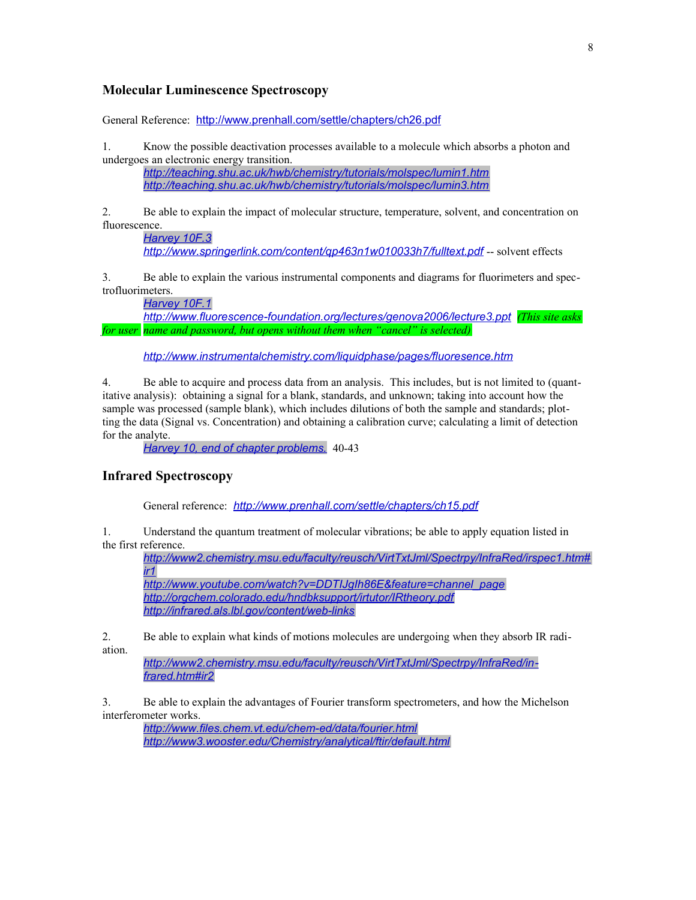## Molecular Luminescence Spectroscopy

General Reference: http://www.prenhall.com/settle/chapters/ch26.pdf

1. Know the possible deactivation processes available to a molecule which absorbs a photon and undergoes an electronic energy transition.
   *http://teaching.shu.ac.uk/hwb/chemistry/tutorials/molspec/lumin1.htm*
   *http://teaching.shu.ac.uk/hwb/chemistry/tutorials/molspec/lumin3.htm*

2. Be able to explain the impact of molecular structure, temperature, solvent, and concentration on fluorescence.
   *Harvey 10F.3*
   *http://www.springerlink.com/content/qp463n1w010033h7/fulltext.pdf* -- solvent effects

3. Be able to explain the various instrumental components and diagrams for fluorimeters and spectrofluorimeters.
   *Harvey 10F.1*
   *http://www.fluorescence-foundation.org/lectures/genova2006/lecture3.ppt* *(This site asks for user name and password, but opens without them when "cancel" is selected)*

   *http://www.instrumentalchemistry.com/liquidphase/pages/fluoresence.htm*

4. Be able to acquire and process data from an analysis. This includes, but is not limited to (quantitative analysis): obtaining a signal for a blank, standards, and unknown; taking into account how the sample was processed (sample blank), which includes dilutions of both the sample and standards; plotting the data (Signal vs. Concentration) and obtaining a calibration curve; calculating a limit of detection for the analyte.
   *Harvey 10, end of chapter problems.* 40-43

## Infrared Spectroscopy

General reference: *http://www.prenhall.com/settle/chapters/ch15.pdf*

1. Understand the quantum treatment of molecular vibrations; be able to apply equation listed in the first reference.
   *http://www2.chemistry.msu.edu/faculty/reusch/VirtTxtJml/Spectrpy/InfraRed/irspec1.htm#ir1*
   *http://www.youtube.com/watch?v=DDTIJgIh86E&feature=channel_page*
   *http://orgchem.colorado.edu/hndbksupport/irtutor/IRtheory.pdf*
   *http://infrared.als.lbl.gov/content/web-links*

2. Be able to explain what kinds of motions molecules are undergoing when they absorb IR radiation.
   *http://www2.chemistry.msu.edu/faculty/reusch/VirtTxtJml/Spectrpy/InfraRed/infrared.htm#ir2*

3. Be able to explain the advantages of Fourier transform spectrometers, and how the Michelson interferometer works.
   *http://www.files.chem.vt.edu/chem-ed/data/fourier.html*
   *http://www3.wooster.edu/Chemistry/analytical/ftir/default.html*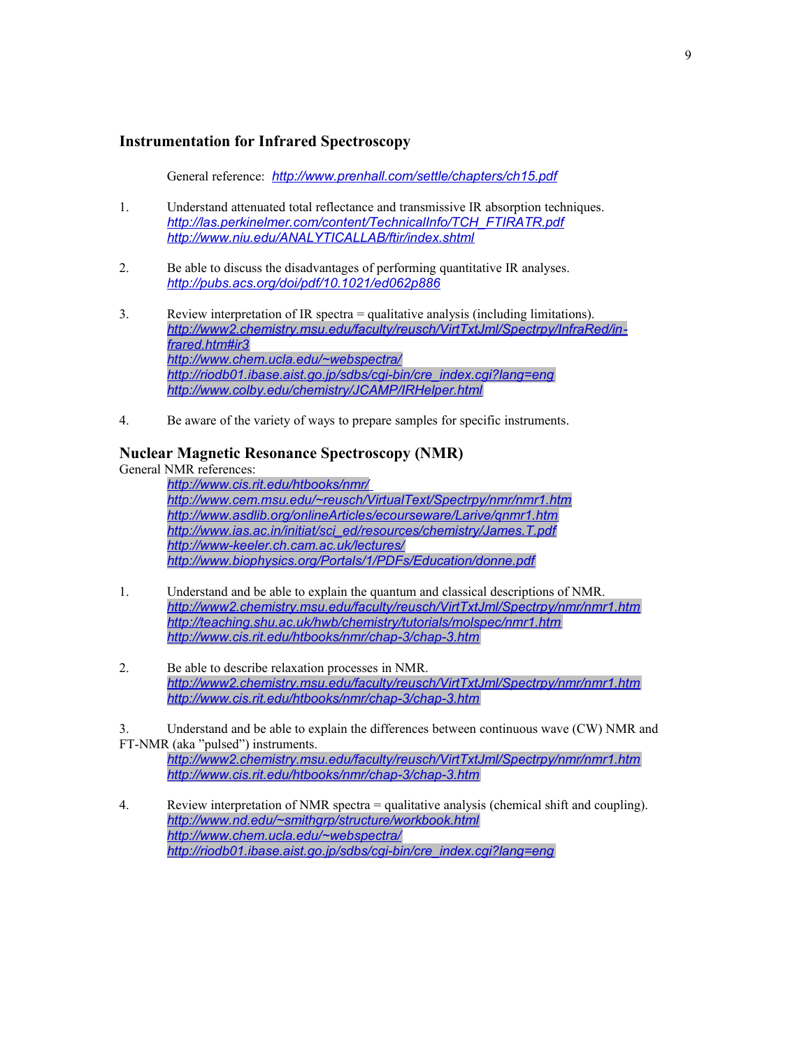## Instrumentation for Infrared Spectroscopy

General reference: http://www.prenhall.com/settle/chapters/ch15.pdf

1. Understand attenuated total reflectance and transmissive IR absorption techniques.
   http://las.perkinelmer.com/content/TechnicalInfo/TCH_FTIRATR.pdf
   http://www.niu.edu/ANALYTICALLAB/ftir/index.shtml

2. Be able to discuss the disadvantages of performing quantitative IR analyses.
   http://pubs.acs.org/doi/pdf/10.1021/ed062p886

3. Review interpretation of IR spectra = qualitative analysis (including limitations).
   http://www2.chemistry.msu.edu/faculty/reusch/VirtTxtJml/Spectrpy/InfraRed/infrared.htm#ir3
   http://www.chem.ucla.edu/~webspectra/
   http://riodb01.ibase.aist.go.jp/sdbs/cgi-bin/cre_index.cgi?lang=eng
   http://www.colby.edu/chemistry/JCAMP/IRHelper.html

4. Be aware of the variety of ways to prepare samples for specific instruments.

## Nuclear Magnetic Resonance Spectroscopy (NMR)

General NMR references:
   http://www.cis.rit.edu/htbooks/nmr/
   http://www.cem.msu.edu/~reusch/VirtualText/Spectrpy/nmr/nmr1.htm
   http://www.asdlib.org/onlineArticles/ecourseware/Larive/qnmr1.htm
   http://www.ias.ac.in/initiat/sci_ed/resources/chemistry/James.T.pdf
   http://www-keeler.ch.cam.ac.uk/lectures/
   http://www.biophysics.org/Portals/1/PDFs/Education/donne.pdf

1. Understand and be able to explain the quantum and classical descriptions of NMR.
   http://www2.chemistry.msu.edu/faculty/reusch/VirtTxtJml/Spectrpy/nmr/nmr1.htm
   http://teaching.shu.ac.uk/hwb/chemistry/tutorials/molspec/nmr1.htm
   http://www.cis.rit.edu/htbooks/nmr/chap-3/chap-3.htm

2. Be able to describe relaxation processes in NMR.
   http://www2.chemistry.msu.edu/faculty/reusch/VirtTxtJml/Spectrpy/nmr/nmr1.htm
   http://www.cis.rit.edu/htbooks/nmr/chap-3/chap-3.htm

3. Understand and be able to explain the differences between continuous wave (CW) NMR and FT-NMR (aka "pulsed") instruments.
   http://www2.chemistry.msu.edu/faculty/reusch/VirtTxtJml/Spectrpy/nmr/nmr1.htm
   http://www.cis.rit.edu/htbooks/nmr/chap-3/chap-3.htm

4. Review interpretation of NMR spectra = qualitative analysis (chemical shift and coupling).
   http://www.nd.edu/~smithgrp/structure/workbook.html
   http://www.chem.ucla.edu/~webspectra/
   http://riodb01.ibase.aist.go.jp/sdbs/cgi-bin/cre_index.cgi?lang=eng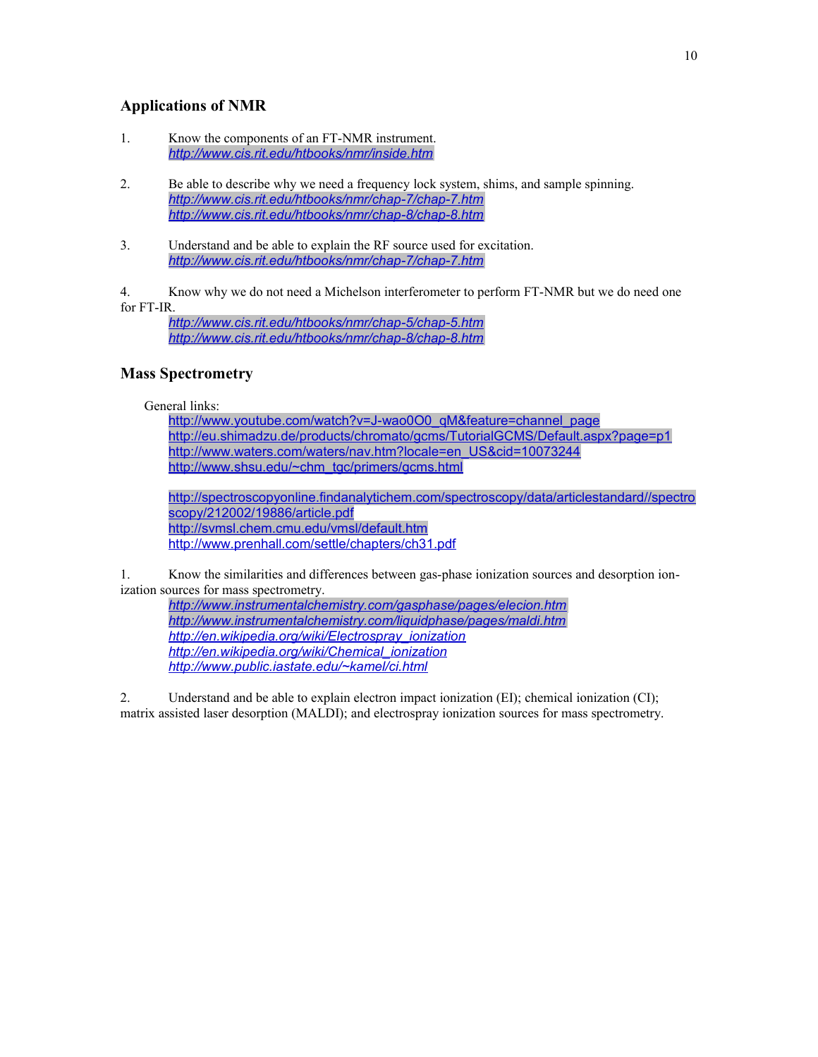## Applications of NMR

1. Know the components of an FT-NMR instrument.
   *http://www.cis.rit.edu/htbooks/nmr/inside.htm*

2. Be able to describe why we need a frequency lock system, shims, and sample spinning.
   *http://www.cis.rit.edu/htbooks/nmr/chap-7/chap-7.htm*
   *http://www.cis.rit.edu/htbooks/nmr/chap-8/chap-8.htm*

3. Understand and be able to explain the RF source used for excitation.
   *http://www.cis.rit.edu/htbooks/nmr/chap-7/chap-7.htm*

4. Know why we do not need a Michelson interferometer to perform FT-NMR but we do need one for FT-IR.
   *http://www.cis.rit.edu/htbooks/nmr/chap-5/chap-5.htm*
   *http://www.cis.rit.edu/htbooks/nmr/chap-8/chap-8.htm*

## Mass Spectrometry

General links:
http://www.youtube.com/watch?v=J-wao0O0_qM&feature=channel_page
http://eu.shimadzu.de/products/chromato/gcms/TutorialGCMS/Default.aspx?page=p1
http://www.waters.com/waters/nav.htm?locale=en_US&cid=10073244
http://www.shsu.edu/~chm_tgc/primers/gcms.html

http://spectroscopyonline.findanalytichem.com/spectroscopy/data/articlestandard//spectroscopy/212002/19886/article.pdf
http://svmsl.chem.cmu.edu/vmsl/default.htm
http://www.prenhall.com/settle/chapters/ch31.pdf

1. Know the similarities and differences between gas-phase ionization sources and desorption ionization sources for mass spectrometry.
   *http://www.instrumentalchemistry.com/gasphase/pages/elecion.htm*
   *http://www.instrumentalchemistry.com/liquidphase/pages/maldi.htm*
   *http://en.wikipedia.org/wiki/Electrospray_ionization*
   *http://en.wikipedia.org/wiki/Chemical_ionization*
   *http://www.public.iastate.edu/~kamel/ci.html*

2. Understand and be able to explain electron impact ionization (EI); chemical ionization (CI); matrix assisted laser desorption (MALDI); and electrospray ionization sources for mass spectrometry.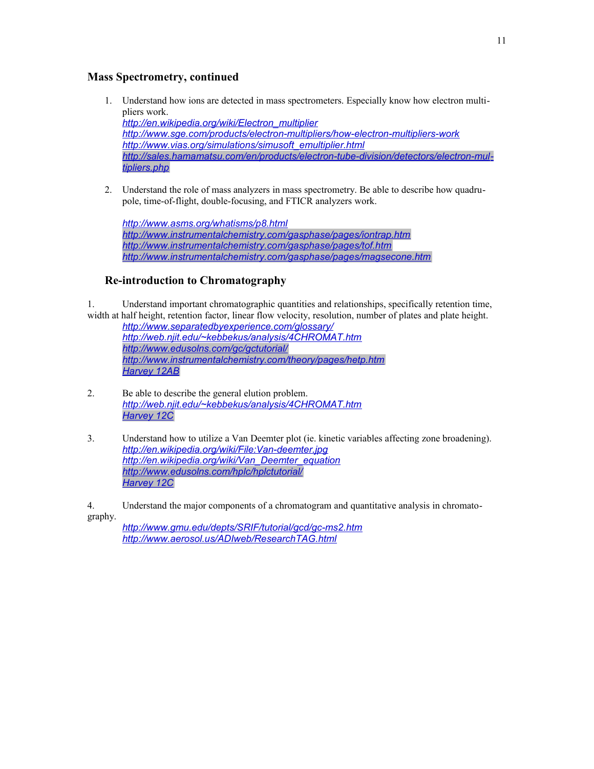## Mass Spectrometry, continued

1. Understand how ions are detected in mass spectrometers. Especially know how electron multipliers work.
   *http://en.wikipedia.org/wiki/Electron_multiplier*
   *http://www.sge.com/products/electron-multipliers/how-electron-multipliers-work*
   *http://www.vias.org/simulations/simusoft_emultiplier.html*
   *http://sales.hamamatsu.com/en/products/electron-tube-division/detectors/electron-multipliers.php*

2. Understand the role of mass analyzers in mass spectrometry. Be able to describe how quadrupole, time-of-flight, double-focusing, and FTICR analyzers work.

   *http://www.asms.org/whatisms/p8.html*
   *http://www.instrumentalchemistry.com/gasphase/pages/iontrap.htm*
   *http://www.instrumentalchemistry.com/gasphase/pages/tof.htm*
   *http://www.instrumentalchemistry.com/gasphase/pages/magsecone.htm*

## Re-introduction to Chromatography

1. Understand important chromatographic quantities and relationships, specifically retention time, width at half height, retention factor, linear flow velocity, resolution, number of plates and plate height.
   *http://www.separatedbyexperience.com/glossary/*
   *http://web.njit.edu/~kebbekus/analysis/4CHROMAT.htm*
   *http://www.edusolns.com/gc/gctutorial/*
   *http://www.instrumentalchemistry.com/theory/pages/hetp.htm*
   *Harvey 12AB*

2. Be able to describe the general elution problem.
   *http://web.njit.edu/~kebbekus/analysis/4CHROMAT.htm*
   *Harvey 12C*

3. Understand how to utilize a Van Deemter plot (ie. kinetic variables affecting zone broadening).
   *http://en.wikipedia.org/wiki/File:Van-deemter.jpg*
   *http://en.wikipedia.org/wiki/Van_Deemter_equation*
   *http://www.edusolns.com/hplc/hplctutorial/*
   *Harvey 12C*

4. Understand the major components of a chromatogram and quantitative analysis in chromatography.
   *http://www.gmu.edu/depts/SRIF/tutorial/gcd/gc-ms2.htm*
   *http://www.aerosol.us/ADIweb/ResearchTAG.html*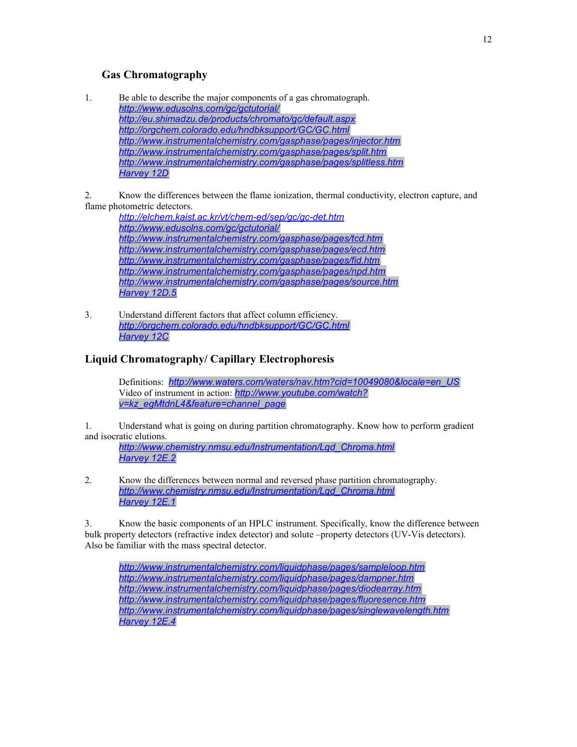## Gas Chromatography

1. Be able to describe the major components of a gas chromatograph.
   [http://www.edusolns.com/gc/gctutorial/](http://www.edusolns.com/gc/gctutorial/)
   [http://eu.shimadzu.de/products/chromato/gc/default.aspx](http://eu.shimadzu.de/products/chromato/gc/default.aspx)
   [http://orgchem.colorado.edu/hndbksupport/GC/GC.html](http://orgchem.colorado.edu/hndbksupport/GC/GC.html)
   [http://www.instrumentalchemistry.com/gasphase/pages/injector.htm](http://www.instrumentalchemistry.com/gasphase/pages/injector.htm)
   [http://www.instrumentalchemistry.com/gasphase/pages/split.htm](http://www.instrumentalchemistry.com/gasphase/pages/split.htm)
   [http://www.instrumentalchemistry.com/gasphase/pages/splitless.htm](http://www.instrumentalchemistry.com/gasphase/pages/splitless.htm)
   Harvey 12D

2. Know the differences between the flame ionization, thermal conductivity, electron capture, and flame photometric detectors.
   [http://elchem.kaist.ac.kr/vt/chem-ed/sep/gc/gc-det.htm](http://elchem.kaist.ac.kr/vt/chem-ed/sep/gc/gc-det.htm)
   [http://www.edusolns.com/gc/gctutorial/](http://www.edusolns.com/gc/gctutorial/)
   [http://www.instrumentalchemistry.com/gasphase/pages/tcd.htm](http://www.instrumentalchemistry.com/gasphase/pages/tcd.htm)
   [http://www.instrumentalchemistry.com/gasphase/pages/ecd.htm](http://www.instrumentalchemistry.com/gasphase/pages/ecd.htm)
   [http://www.instrumentalchemistry.com/gasphase/pages/fid.htm](http://www.instrumentalchemistry.com/gasphase/pages/fid.htm)
   [http://www.instrumentalchemistry.com/gasphase/pages/npd.htm](http://www.instrumentalchemistry.com/gasphase/pages/npd.htm)
   [http://www.instrumentalchemistry.com/gasphase/pages/source.htm](http://www.instrumentalchemistry.com/gasphase/pages/source.htm)
   Harvey 12D.5

3. Understand different factors that affect column efficiency.
   [http://orgchem.colorado.edu/hndbksupport/GC/GC.html](http://orgchem.colorado.edu/hndbksupport/GC/GC.html)
   Harvey 12C

## Liquid Chromatography/ Capillary Electrophoresis

Definitions: [http://www.waters.com/waters/nav.htm?cid=10049080&locale=en_US](http://www.waters.com/waters/nav.htm?cid=10049080&locale=en_US)
Video of instrument in action: [http://www.youtube.com/watch?v=kz_egMtdnL4&feature=channel_page](http://www.youtube.com/watch?v=kz_egMtdnL4&feature=channel_page)

1. Understand what is going on during partition chromatography. Know how to perform gradient and isocratic elutions.
   [http://www.chemistry.nmsu.edu/Instrumentation/Lqd_Chroma.html](http://www.chemistry.nmsu.edu/Instrumentation/Lqd_Chroma.html)
   Harvey 12E.2

2. Know the differences between normal and reversed phase partition chromatography.
   [http://www.chemistry.nmsu.edu/Instrumentation/Lqd_Chroma.html](http://www.chemistry.nmsu.edu/Instrumentation/Lqd_Chroma.html)
   Harvey 12E.1

3. Know the basic components of an HPLC instrument. Specifically, know the difference between bulk property detectors (refractive index detector) and solute –property detectors (UV-Vis detectors). Also be familiar with the mass spectral detector.

   [http://www.instrumentalchemistry.com/liquidphase/pages/sampleloop.htm](http://www.instrumentalchemistry.com/liquidphase/pages/sampleloop.htm)
   [http://www.instrumentalchemistry.com/liquidphase/pages/dampner.htm](http://www.instrumentalchemistry.com/liquidphase/pages/dampner.htm)
   [http://www.instrumentalchemistry.com/liquidphase/pages/diodearray.htm](http://www.instrumentalchemistry.com/liquidphase/pages/diodearray.htm)
   [http://www.instrumentalchemistry.com/liquidphase/pages/fluoresence.htm](http://www.instrumentalchemistry.com/liquidphase/pages/fluoresence.htm)
   [http://www.instrumentalchemistry.com/liquidphase/pages/singlewavelength.htm](http://www.instrumentalchemistry.com/liquidphase/pages/singlewavelength.htm)
   Harvey 12E.4